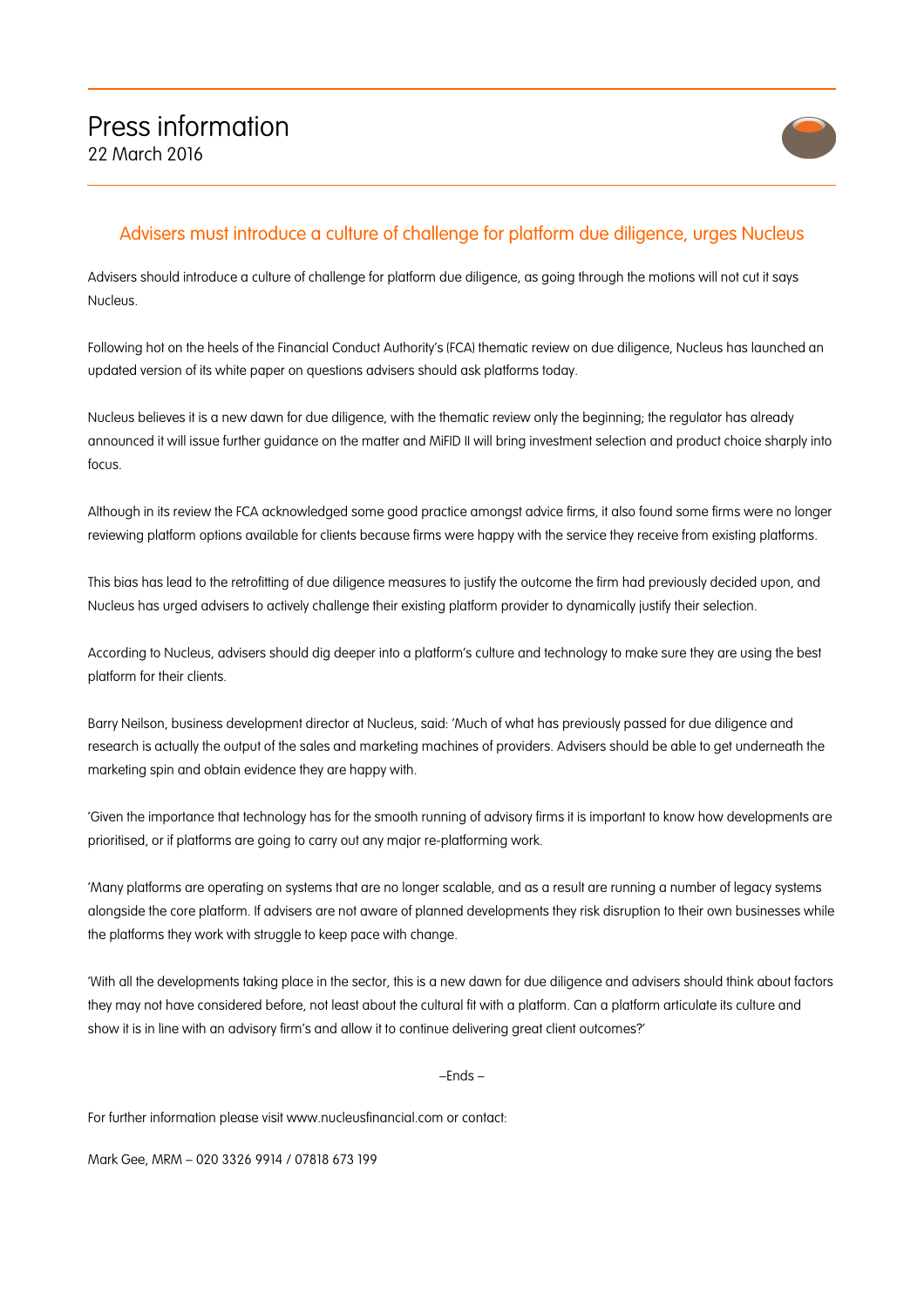# Press information

22 March 2016

## Advisers must introduce a culture of challenge for platform due diligence, urges Nucleus

Advisers should introduce a culture of challenge for platform due diligence, as going through the motions will not cut it says Nucleus.

Following hot on the heels of the Financial Conduct Authority's (FCA) thematic review on due diligence, Nucleus has launched an updated version of its white paper on questions advisers should ask platforms today.

Nucleus believes it is a new dawn for due diligence, with the thematic review only the beginning; the regulator has already announced it will issue further guidance on the matter and MiFID II will bring investment selection and product choice sharply into focus.

Although in its review the FCA acknowledged some good practice amongst advice firms, it also found some firms were no longer reviewing platform options available for clients because firms were happy with the service they receive from existing platforms.

This bias has lead to the retrofitting of due diligence measures to justify the outcome the firm had previously decided upon, and Nucleus has urged advisers to actively challenge their existing platform provider to dynamically justify their selection.

According to Nucleus, advisers should dig deeper into a platform's culture and technology to make sure they are using the best platform for their clients.

Barry Neilson, business development director at Nucleus, said: 'Much of what has previously passed for due diligence and research is actually the output of the sales and marketing machines of providers. Advisers should be able to get underneath the marketing spin and obtain evidence they are happy with.

'Given the importance that technology has for the smooth running of advisory firms it is important to know how developments are prioritised, or if platforms are going to carry out any major re-platforming work.

'Many platforms are operating on systems that are no longer scalable, and as a result are running a number of legacy systems alongside the core platform. If advisers are not aware of planned developments they risk disruption to their own businesses while the platforms they work with struggle to keep pace with change.

'With all the developments taking place in the sector, this is a new dawn for due diligence and advisers should think about factors they may not have considered before, not least about the cultural fit with a platform. Can a platform articulate its culture and show it is in line with an advisory firm's and allow it to continue delivering great client outcomes?'

–Ends –

For further information please visit www.nucleusfinancial.com or contact:

Mark Gee, MRM – 020 3326 9914 / 07818 673 199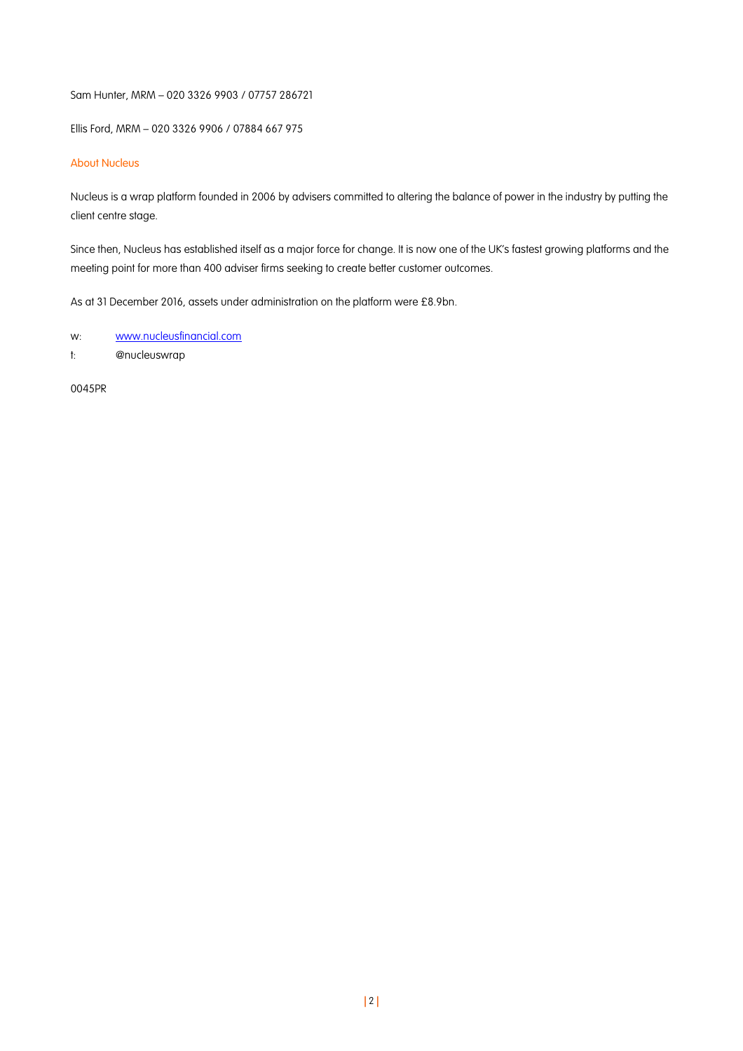Sam Hunter, MRM – 020 3326 9903 / 07757 286721

Ellis Ford, MRM – 020 3326 9906 / 07884 667 975

## About Nucleus

Nucleus is a wrap platform founded in 2006 by advisers committed to altering the balance of power in the industry by putting the client centre stage.

Since then, Nucleus has established itself as a major force for change. It is now one of the UK's fastest growing platforms and the meeting point for more than 400 adviser firms seeking to create better customer outcomes.

As at 31 December 2016, assets under administration on the platform were £8.9bn.

w: [www.nucleusfinancial.com](http://www.nucleusfinancial.com)

t: @nucleuswrap

0045PR